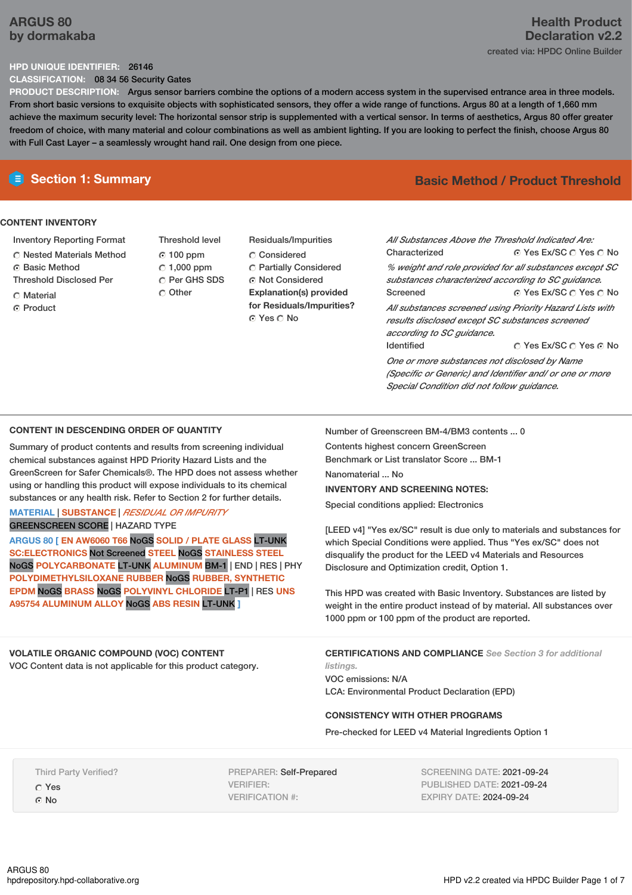# ARGUS 80
**by dormakaba**

**Health Product Declaration v2.2**
created via: HPDC Online Builder

**HPD UNIQUE IDENTIFIER:** 26146
**CLASSIFICATION:** 08 34 56 Security Gates
**PRODUCT DESCRIPTION:** Argus sensor barriers combine the options of a modern access system in the supervised entrance area in three models. From short basic versions to exquisite objects with sophisticated sensors, they offer a wide range of functions. Argus 80 at a length of 1,660 mm achieve the maximum security level: The horizontal sensor strip is supplemented with a vertical sensor. In terms of aesthetics, Argus 80 offer greater freedom of choice, with many material and colour combinations as well as ambient lighting. If you are looking to perfect the finish, choose Argus 80 with Full Cast Layer – a seamlessly wrought hand rail. One design from one piece.

## Section 1: Summary

**Basic Method / Product Threshold**

### CONTENT INVENTORY

Inventory Reporting Format
- ○ Nested Materials Method
- ⦿ Basic Method

Threshold Disclosed Per
- ○ Material
- ⦿ Product

Threshold level
- ⦿ 100 ppm
- ○ 1,000 ppm
- ○ Per GHS SDS
- ○ Other

Residuals/Impurities
- ○ Considered
- ○ Partially Considered
- ⦿ Not Considered

**Explanation(s) provided for Residuals/Impurities?**
⦿ Yes ○ No

*All Substances Above the Threshold Indicated Are:*

Characterized ⦿ Yes Ex/SC ○ Yes ○ No
*% weight and role provided for all substances except SC substances characterized according to SC guidance.*

Screened ⦿ Yes Ex/SC ○ Yes ○ No
*All substances screened using Priority Hazard Lists with results disclosed except SC substances screened according to SC guidance.*

Identified ○ Yes Ex/SC ○ Yes ⦿ No
*One or more substances not disclosed by Name (Specific or Generic) and Identifier and/ or one or more Special Condition did not follow guidance.*

### CONTENT IN DESCENDING ORDER OF QUANTITY

Summary of product contents and results from screening individual chemical substances against HPD Priority Hazard Lists and the GreenScreen for Safer Chemicals®. The HPD does not assess whether using or handling this product will expose individuals to its chemical substances or any health risk. Refer to Section 2 for further details.

MATERIAL | SUBSTANCE | *RESIDUAL OR IMPURITY*
GREENSCREEN SCORE | HAZARD TYPE

ARGUS 80 [ EN AW6060 T66 NoGS SOLID / PLATE GLASS LT-UNK SC:ELECTRONICS Not Screened STEEL NoGS STAINLESS STEEL NoGS POLYCARBONATE LT-UNK ALUMINUM BM-1 | END | RES | PHY POLYDIMETHYLSILOXANE RUBBER NoGS RUBBER, SYNTHETIC EPDM NoGS BRASS NoGS POLYVINYL CHLORIDE LT-P1 | RES UNS A95754 ALUMINUM ALLOY NoGS ABS RESIN LT-UNK ]

Number of Greenscreen BM-4/BM3 contents ... 0

Contents highest concern GreenScreen Benchmark or List translator Score ... BM-1

Nanomaterial ... No

**INVENTORY AND SCREENING NOTES:**

Special conditions applied: Electronics

[LEED v4] "Yes ex/SC" result is due only to materials and substances for which Special Conditions were applied. Thus "Yes ex/SC" does not disqualify the product for the LEED v4 Materials and Resources Disclosure and Optimization credit, Option 1.

This HPD was created with Basic Inventory. Substances are listed by weight in the entire product instead of by material. All substances over 1000 ppm or 100 ppm of the product are reported.

### VOLATILE ORGANIC COMPOUND (VOC) CONTENT

VOC Content data is not applicable for this product category.

### CERTIFICATIONS AND COMPLIANCE

*See Section 3 for additional listings.*

VOC emissions: N/A
LCA: Environmental Product Declaration (EPD)

### CONSISTENCY WITH OTHER PROGRAMS

Pre-checked for LEED v4 Material Ingredients Option 1

Third Party Verified?
- ○ Yes
- ⦿ No

PREPARER: Self-Prepared
VERIFIER:
VERIFICATION #:

SCREENING DATE: 2021-09-24
PUBLISHED DATE: 2021-09-24
EXPIRY DATE: 2024-09-24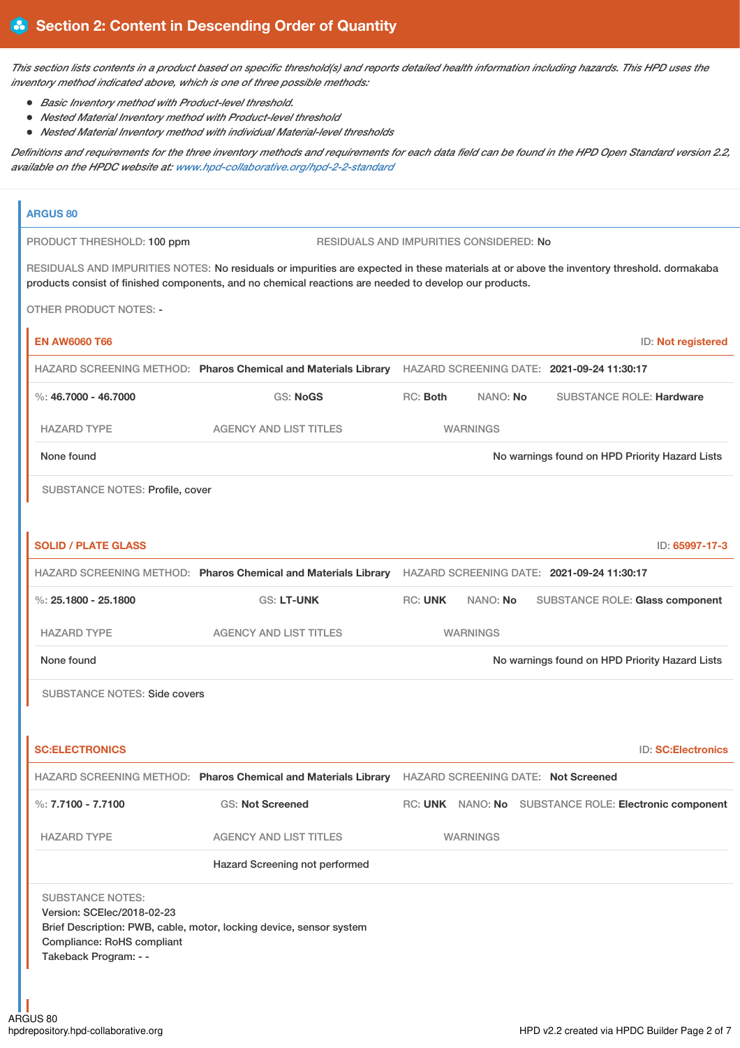## Section 2: Content in Descending Order of Quantity

*This section lists contents in a product based on specific threshold(s) and reports detailed health information including hazards. This HPD uses the inventory method indicated above, which is one of three possible methods:*

- *Basic Inventory method with Product-level threshold.*
- *Nested Material Inventory method with Product-level threshold*
- *Nested Material Inventory method with individual Material-level thresholds*

*Definitions and requirements for the three inventory methods and requirements for each data field can be found in the HPD Open Standard version 2.2, available on the HPDC website at: www.hpd-collaborative.org/hpd-2-2-standard*

### ARGUS 80

PRODUCT THRESHOLD: **100 ppm** RESIDUALS AND IMPURITIES CONSIDERED: **No**

RESIDUALS AND IMPURITIES NOTES: No residuals or impurities are expected in these materials at or above the inventory threshold. dormakaba products consist of finished components, and no chemical reactions are needed to develop our products.

OTHER PRODUCT NOTES: -

#### EN AW6060 T66

ID: **Not registered**

HAZARD SCREENING METHOD: **Pharos Chemical and Materials Library** HAZARD SCREENING DATE: **2021-09-24 11:30:17**

%: **46.7000 - 46.7000** GS: **NoGS** RC: **Both** NANO: **No** SUBSTANCE ROLE: **Hardware**

| HAZARD TYPE | AGENCY AND LIST TITLES | WARNINGS |
|---|---|---|
| None found | | No warnings found on HPD Priority Hazard Lists |

SUBSTANCE NOTES: Profile, cover

#### SOLID / PLATE GLASS

ID: **65997-17-3**

HAZARD SCREENING METHOD: **Pharos Chemical and Materials Library** HAZARD SCREENING DATE: **2021-09-24 11:30:17**

%: **25.1800 - 25.1800** GS: **LT-UNK** RC: **UNK** NANO: **No** SUBSTANCE ROLE: **Glass component**

| HAZARD TYPE | AGENCY AND LIST TITLES | WARNINGS |
|---|---|---|
| None found | | No warnings found on HPD Priority Hazard Lists |

SUBSTANCE NOTES: Side covers

#### SC:ELECTRONICS

ID: **SC:Electronics**

HAZARD SCREENING METHOD: **Pharos Chemical and Materials Library** HAZARD SCREENING DATE: **Not Screened**

%: **7.7100 - 7.7100** GS: **Not Screened** RC: **UNK** NANO: **No** SUBSTANCE ROLE: **Electronic component**

| HAZARD TYPE | AGENCY AND LIST TITLES | WARNINGS |
|---|---|---|
| | Hazard Screening not performed | |

SUBSTANCE NOTES:
Version: SCElec/2018-02-23
Brief Description: PWB, cable, motor, locking device, sensor system
Compliance: RoHS compliant
Takeback Program: - -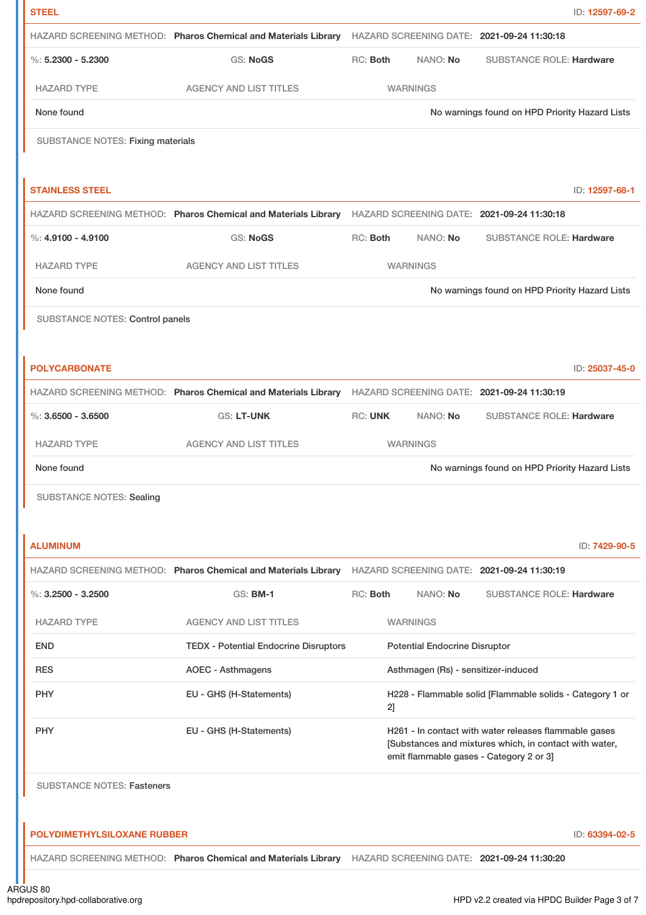**STEEL** ID: 12597-69-2

HAZARD SCREENING METHOD: **Pharos Chemical and Materials Library** HAZARD SCREENING DATE: **2021-09-24 11:30:18**

%: **5.2300 - 5.2300** GS: **NoGS** RC: **Both** NANO: **No** SUBSTANCE ROLE: **Hardware**

| HAZARD TYPE | AGENCY AND LIST TITLES | WARNINGS |
| --- | --- | --- |
| None found | | No warnings found on HPD Priority Hazard Lists |

SUBSTANCE NOTES: Fixing materials

**STAINLESS STEEL** ID: 12597-68-1

HAZARD SCREENING METHOD: **Pharos Chemical and Materials Library** HAZARD SCREENING DATE: **2021-09-24 11:30:18**

%: **4.9100 - 4.9100** GS: **NoGS** RC: **Both** NANO: **No** SUBSTANCE ROLE: **Hardware**

| HAZARD TYPE | AGENCY AND LIST TITLES | WARNINGS |
| --- | --- | --- |
| None found | | No warnings found on HPD Priority Hazard Lists |

SUBSTANCE NOTES: Control panels

**POLYCARBONATE** ID: 25037-45-0

HAZARD SCREENING METHOD: **Pharos Chemical and Materials Library** HAZARD SCREENING DATE: **2021-09-24 11:30:19**

%: **3.6500 - 3.6500** GS: **LT-UNK** RC: **UNK** NANO: **No** SUBSTANCE ROLE: **Hardware**

| HAZARD TYPE | AGENCY AND LIST TITLES | WARNINGS |
| --- | --- | --- |
| None found | | No warnings found on HPD Priority Hazard Lists |

SUBSTANCE NOTES: Sealing

**ALUMINUM** ID: 7429-90-5

HAZARD SCREENING METHOD: **Pharos Chemical and Materials Library** HAZARD SCREENING DATE: **2021-09-24 11:30:19**

%: **3.2500 - 3.2500** GS: **BM-1** RC: **Both** NANO: **No** SUBSTANCE ROLE: **Hardware**

| HAZARD TYPE | AGENCY AND LIST TITLES | WARNINGS |
| --- | --- | --- |
| END | TEDX - Potential Endocrine Disruptors | Potential Endocrine Disruptor |
| RES | AOEC - Asthmagens | Asthmagen (Rs) - sensitizer-induced |
| PHY | EU - GHS (H-Statements) | H228 - Flammable solid [Flammable solids - Category 1 or 2] |
| PHY | EU - GHS (H-Statements) | H261 - In contact with water releases flammable gases [Substances and mixtures which, in contact with water, emit flammable gases - Category 2 or 3] |

SUBSTANCE NOTES: Fasteners

**POLYDIMETHYLSILOXANE RUBBER** ID: 63394-02-5

HAZARD SCREENING METHOD: **Pharos Chemical and Materials Library** HAZARD SCREENING DATE: **2021-09-24 11:30:20**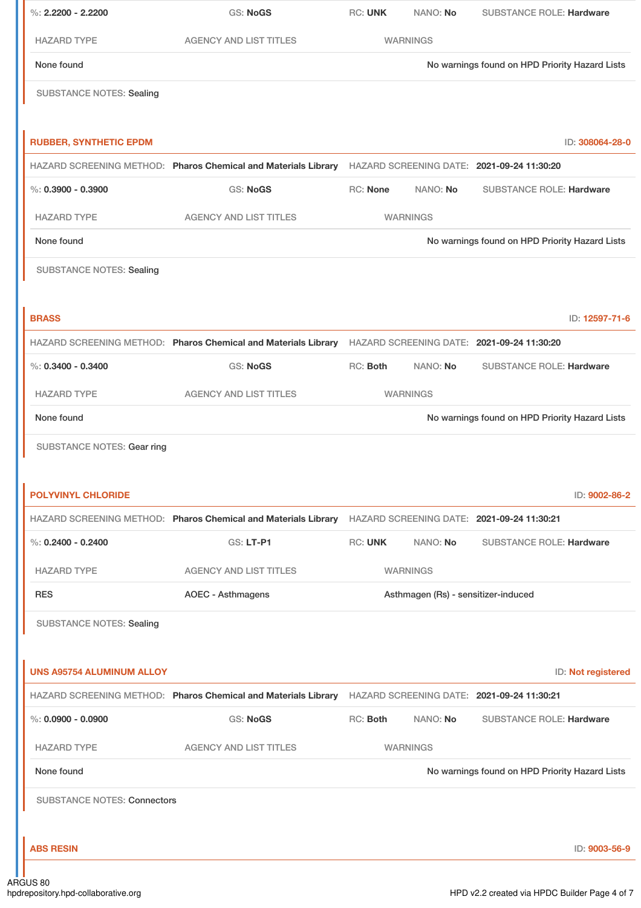%: **2.2200 - 2.2200** GS: **NoGS** RC: **UNK** NANO: **No** SUBSTANCE ROLE: **Hardware**

| HAZARD TYPE | AGENCY AND LIST TITLES | WARNINGS |
|---|---|---|
| None found | | No warnings found on HPD Priority Hazard Lists |

SUBSTANCE NOTES: Sealing

## RUBBER, SYNTHETIC EPDM

ID: **308064-28-0**

HAZARD SCREENING METHOD: **Pharos Chemical and Materials Library** HAZARD SCREENING DATE: **2021-09-24 11:30:20**

%: **0.3900 - 0.3900** GS: **NoGS** RC: **None** NANO: **No** SUBSTANCE ROLE: **Hardware**

| HAZARD TYPE | AGENCY AND LIST TITLES | WARNINGS |
|---|---|---|
| None found | | No warnings found on HPD Priority Hazard Lists |

SUBSTANCE NOTES: Sealing

## BRASS

ID: **12597-71-6**

HAZARD SCREENING METHOD: **Pharos Chemical and Materials Library** HAZARD SCREENING DATE: **2021-09-24 11:30:20**

%: **0.3400 - 0.3400** GS: **NoGS** RC: **Both** NANO: **No** SUBSTANCE ROLE: **Hardware**

| HAZARD TYPE | AGENCY AND LIST TITLES | WARNINGS |
|---|---|---|
| None found | | No warnings found on HPD Priority Hazard Lists |

SUBSTANCE NOTES: Gear ring

## POLYVINYL CHLORIDE

ID: **9002-86-2**

HAZARD SCREENING METHOD: **Pharos Chemical and Materials Library** HAZARD SCREENING DATE: **2021-09-24 11:30:21**

%: **0.2400 - 0.2400** GS: **LT-P1** RC: **UNK** NANO: **No** SUBSTANCE ROLE: **Hardware**

| HAZARD TYPE | AGENCY AND LIST TITLES | WARNINGS |
|---|---|---|
| RES | AOEC - Asthmagens | Asthmagen (Rs) - sensitizer-induced |

SUBSTANCE NOTES: Sealing

## UNS A95754 ALUMINUM ALLOY

ID: **Not registered**

HAZARD SCREENING METHOD: **Pharos Chemical and Materials Library** HAZARD SCREENING DATE: **2021-09-24 11:30:21**

%: **0.0900 - 0.0900** GS: **NoGS** RC: **Both** NANO: **No** SUBSTANCE ROLE: **Hardware**

| HAZARD TYPE | AGENCY AND LIST TITLES | WARNINGS |
|---|---|---|
| None found | | No warnings found on HPD Priority Hazard Lists |

SUBSTANCE NOTES: Connectors

## ABS RESIN

ID: **9003-56-9**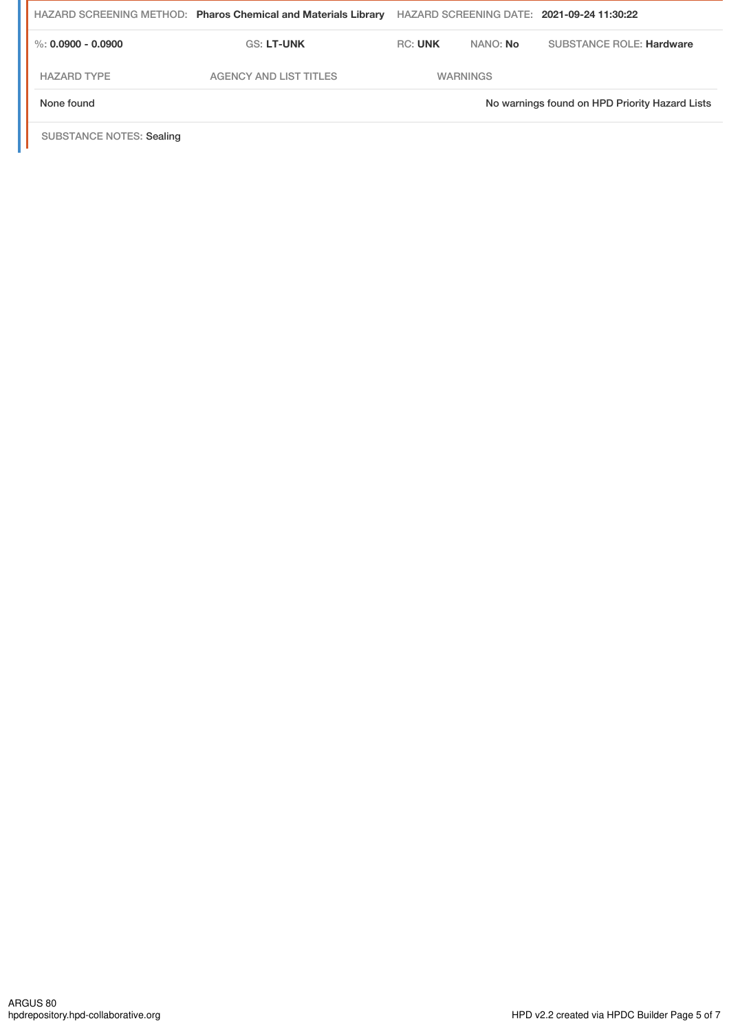| HAZARD SCREENING METHOD: **Pharos Chemical and Materials Library** | | HAZARD SCREENING DATE: **2021-09-24 11:30:22** | |
|---|---|---|---|
| %: **0.0900 - 0.0900** | GS: **LT-UNK** | RC: **UNK** NANO: **No** | SUBSTANCE ROLE: **Hardware** |

| HAZARD TYPE | AGENCY AND LIST TITLES | WARNINGS |
|---|---|---|
| None found | | No warnings found on HPD Priority Hazard Lists |

SUBSTANCE NOTES: Sealing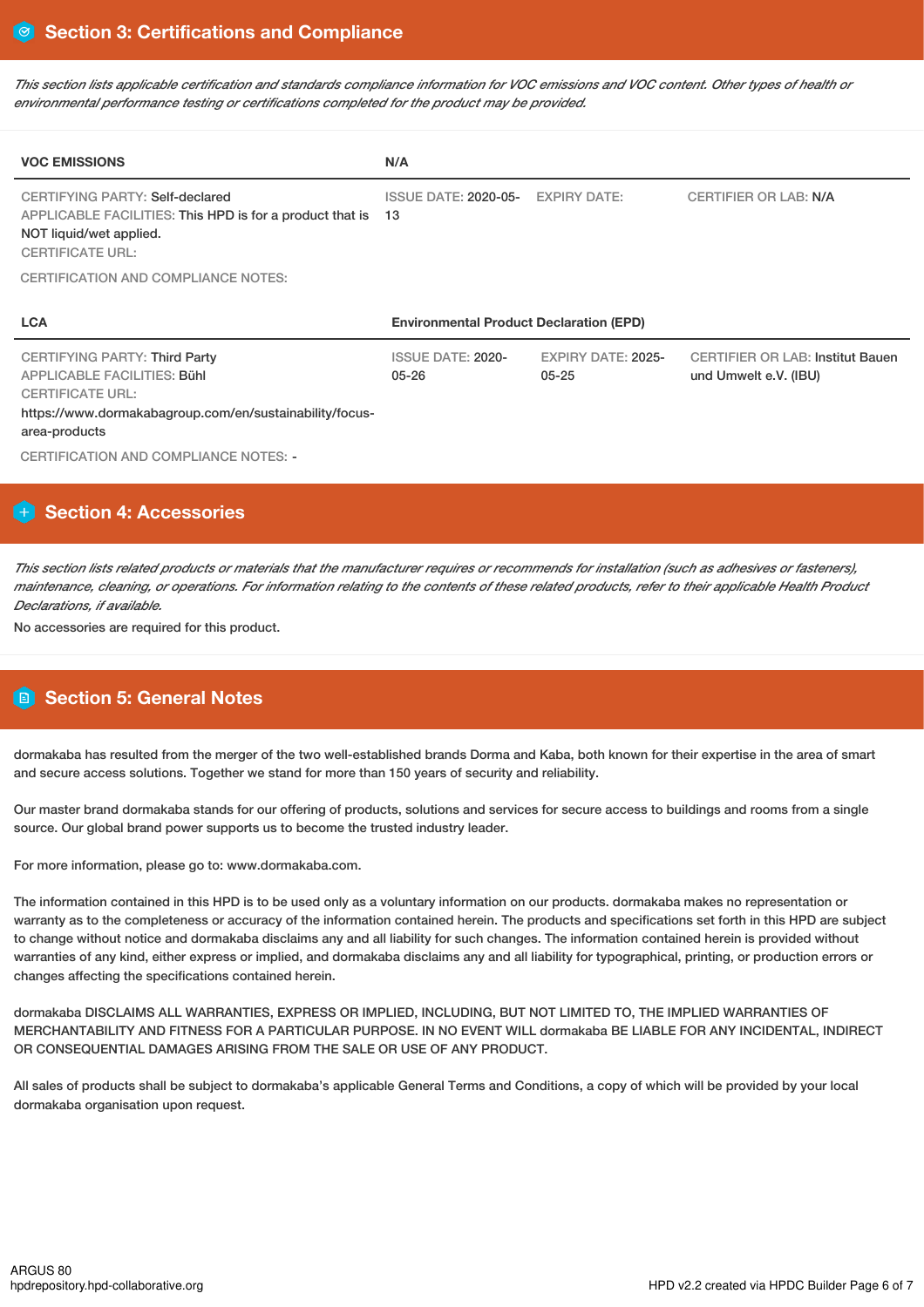## Section 3: Certifications and Compliance

*This section lists applicable certification and standards compliance information for VOC emissions and VOC content. Other types of health or environmental performance testing or certifications completed for the product may be provided.*

| VOC EMISSIONS | N/A | | |
|---|---|---|---|
| CERTIFYING PARTY: Self-declared<br>APPLICABLE FACILITIES: This HPD is for a product that is NOT liquid/wet applied.<br>CERTIFICATE URL: | ISSUE DATE: 2020-05-13 | EXPIRY DATE: | CERTIFIER OR LAB: N/A |

CERTIFICATION AND COMPLIANCE NOTES:

| LCA | Environmental Product Declaration (EPD) | | |
|---|---|---|---|
| CERTIFYING PARTY: Third Party<br>APPLICABLE FACILITIES: Bühl<br>CERTIFICATE URL:<br>https://www.dormakabagroup.com/en/sustainability/focus-area-products | ISSUE DATE: 2020-05-26 | EXPIRY DATE: 2025-05-25 | CERTIFIER OR LAB: Institut Bauen und Umwelt e.V. (IBU) |

CERTIFICATION AND COMPLIANCE NOTES: -

## Section 4: Accessories

*This section lists related products or materials that the manufacturer requires or recommends for installation (such as adhesives or fasteners), maintenance, cleaning, or operations. For information relating to the contents of these related products, refer to their applicable Health Product Declarations, if available.*

No accessories are required for this product.

## Section 5: General Notes

dormakaba has resulted from the merger of the two well-established brands Dorma and Kaba, both known for their expertise in the area of smart and secure access solutions. Together we stand for more than 150 years of security and reliability.

Our master brand dormakaba stands for our offering of products, solutions and services for secure access to buildings and rooms from a single source. Our global brand power supports us to become the trusted industry leader.

For more information, please go to: www.dormakaba.com.

The information contained in this HPD is to be used only as a voluntary information on our products. dormakaba makes no representation or warranty as to the completeness or accuracy of the information contained herein. The products and specifications set forth in this HPD are subject to change without notice and dormakaba disclaims any and all liability for such changes. The information contained herein is provided without warranties of any kind, either express or implied, and dormakaba disclaims any and all liability for typographical, printing, or production errors or changes affecting the specifications contained herein.

dormakaba DISCLAIMS ALL WARRANTIES, EXPRESS OR IMPLIED, INCLUDING, BUT NOT LIMITED TO, THE IMPLIED WARRANTIES OF MERCHANTABILITY AND FITNESS FOR A PARTICULAR PURPOSE. IN NO EVENT WILL dormakaba BE LIABLE FOR ANY INCIDENTAL, INDIRECT OR CONSEQUENTIAL DAMAGES ARISING FROM THE SALE OR USE OF ANY PRODUCT.

All sales of products shall be subject to dormakaba's applicable General Terms and Conditions, a copy of which will be provided by your local dormakaba organisation upon request.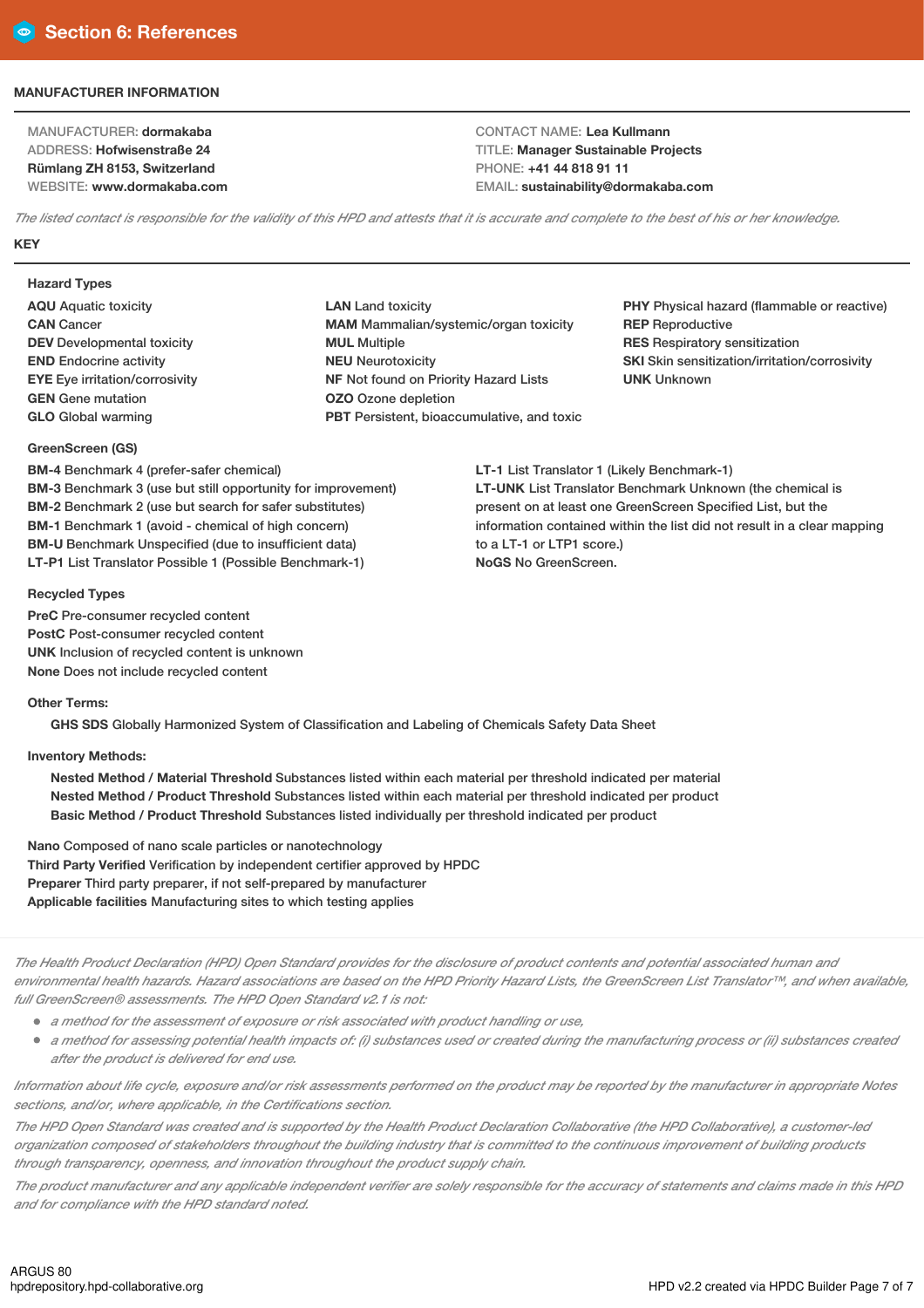## Section 6: References

### MANUFACTURER INFORMATION

MANUFACTURER: **dormakaba**
ADDRESS: **Hofwisenstraße 24**
**Rümlang ZH 8153, Switzerland**
WEBSITE: **www.dormakaba.com**

CONTACT NAME: **Lea Kullmann**
TITLE: **Manager Sustainable Projects**
PHONE: **+41 44 818 91 11**
EMAIL: **sustainability@dormakaba.com**

*The listed contact is responsible for the validity of this HPD and attests that it is accurate and complete to the best of his or her knowledge.*

### KEY

**Hazard Types**

**AQU** Aquatic toxicity
**CAN** Cancer
**DEV** Developmental toxicity
**END** Endocrine activity
**EYE** Eye irritation/corrosivity
**GEN** Gene mutation
**GLO** Global warming
**LAN** Land toxicity
**MAM** Mammalian/systemic/organ toxicity
**MUL** Multiple
**NEU** Neurotoxicity
**NF** Not found on Priority Hazard Lists
**OZO** Ozone depletion
**PBT** Persistent, bioaccumulative, and toxic
**PHY** Physical hazard (flammable or reactive)
**REP** Reproductive
**RES** Respiratory sensitization
**SKI** Skin sensitization/irritation/corrosivity
**UNK** Unknown

**GreenScreen (GS)**

**BM-4** Benchmark 4 (prefer-safer chemical)
**BM-3** Benchmark 3 (use but still opportunity for improvement)
**BM-2** Benchmark 2 (use but search for safer substitutes)
**BM-1** Benchmark 1 (avoid - chemical of high concern)
**BM-U** Benchmark Unspecified (due to insufficient data)
**LT-P1** List Translator Possible 1 (Possible Benchmark-1)
**LT-1** List Translator 1 (Likely Benchmark-1)
**LT-UNK** List Translator Benchmark Unknown (the chemical is present on at least one GreenScreen Specified List, but the information contained within the list did not result in a clear mapping to a LT-1 or LTP1 score.)
**NoGS** No GreenScreen.

**Recycled Types**

**PreC** Pre-consumer recycled content
**PostC** Post-consumer recycled content
**UNK** Inclusion of recycled content is unknown
**None** Does not include recycled content

**Other Terms:**

**GHS SDS** Globally Harmonized System of Classification and Labeling of Chemicals Safety Data Sheet

**Inventory Methods:**

**Nested Method / Material Threshold** Substances listed within each material per threshold indicated per material
**Nested Method / Product Threshold** Substances listed within each material per threshold indicated per product
**Basic Method / Product Threshold** Substances listed individually per threshold indicated per product

**Nano** Composed of nano scale particles or nanotechnology
**Third Party Verified** Verification by independent certifier approved by HPDC
**Preparer** Third party preparer, if not self-prepared by manufacturer
**Applicable facilities** Manufacturing sites to which testing applies

*The Health Product Declaration (HPD) Open Standard provides for the disclosure of product contents and potential associated human and environmental health hazards. Hazard associations are based on the HPD Priority Hazard Lists, the GreenScreen List Translator™, and when available, full GreenScreen® assessments. The HPD Open Standard v2.1 is not:*

- *a method for the assessment of exposure or risk associated with product handling or use,*
- *a method for assessing potential health impacts of: (i) substances used or created during the manufacturing process or (ii) substances created after the product is delivered for end use.*

*Information about life cycle, exposure and/or risk assessments performed on the product may be reported by the manufacturer in appropriate Notes sections, and/or, where applicable, in the Certifications section.*

*The HPD Open Standard was created and is supported by the Health Product Declaration Collaborative (the HPD Collaborative), a customer-led organization composed of stakeholders throughout the building industry that is committed to the continuous improvement of building products through transparency, openness, and innovation throughout the product supply chain.*

*The product manufacturer and any applicable independent verifier are solely responsible for the accuracy of statements and claims made in this HPD and for compliance with the HPD standard noted.*